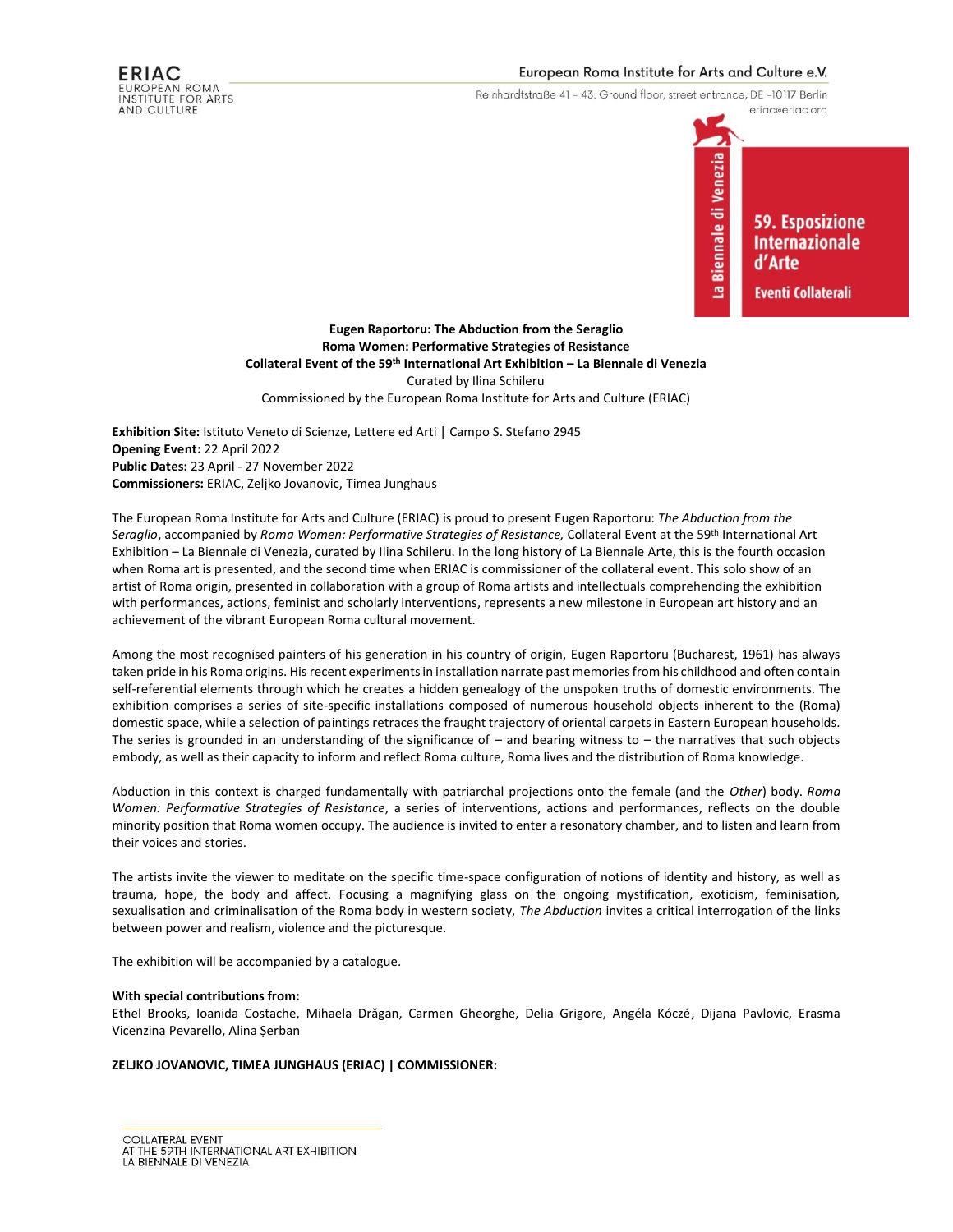**Eugen Raportoru: The Abduction from the Seraglio**
**Roma Women: Performative Strategies of Resistance**
**Collateral Event of the 59th International Art Exhibition – La Biennale di Venezia**
Curated by Ilina Schileru
Commissioned by the European Roma Institute for Arts and Culture (ERIAC)

**Exhibition Site:** Istituto Veneto di Scienze, Lettere ed Arti | Campo S. Stefano 2945
**Opening Event:** 22 April 2022
**Public Dates:** 23 April - 27 November 2022
**Commissioners:** ERIAC, Zeljko Jovanovic, Timea Junghaus

The European Roma Institute for Arts and Culture (ERIAC) is proud to present Eugen Raportoru: *The Abduction from the Seraglio*, accompanied by *Roma Women: Performative Strategies of Resistance,* Collateral Event at the 59th International Art Exhibition – La Biennale di Venezia, curated by Ilina Schileru. In the long history of La Biennale Arte, this is the fourth occasion when Roma art is presented, and the second time when ERIAC is commissioner of the collateral event. This solo show of an artist of Roma origin, presented in collaboration with a group of Roma artists and intellectuals comprehending the exhibition with performances, actions, feminist and scholarly interventions, represents a new milestone in European art history and an achievement of the vibrant European Roma cultural movement.

Among the most recognised painters of his generation in his country of origin, Eugen Raportoru (Bucharest, 1961) has always taken pride in his Roma origins. His recent experiments in installation narrate past memories from his childhood and often contain self-referential elements through which he creates a hidden genealogy of the unspoken truths of domestic environments. The exhibition comprises a series of site-specific installations composed of numerous household objects inherent to the (Roma) domestic space, while a selection of paintings retraces the fraught trajectory of oriental carpets in Eastern European households. The series is grounded in an understanding of the significance of – and bearing witness to – the narratives that such objects embody, as well as their capacity to inform and reflect Roma culture, Roma lives and the distribution of Roma knowledge.

Abduction in this context is charged fundamentally with patriarchal projections onto the female (and the *Other*) body. *Roma Women: Performative Strategies of Resistance*, a series of interventions, actions and performances, reflects on the double minority position that Roma women occupy. The audience is invited to enter a resonatory chamber, and to listen and learn from their voices and stories.

The artists invite the viewer to meditate on the specific time-space configuration of notions of identity and history, as well as trauma, hope, the body and affect. Focusing a magnifying glass on the ongoing mystification, exoticism, feminisation, sexualisation and criminalisation of the Roma body in western society, *The Abduction* invites a critical interrogation of the links between power and realism, violence and the picturesque.

The exhibition will be accompanied by a catalogue.

**With special contributions from:**
Ethel Brooks, Ioanida Costache, Mihaela Drăgan, Carmen Gheorghe, Delia Grigore, Angéla Kóczé, Dijana Pavlovic, Erasma Vicenzina Pevarello, Alina Șerban

**ZELJKO JOVANOVIC, TIMEA JUNGHAUS (ERIAC) | COMMISSIONER:**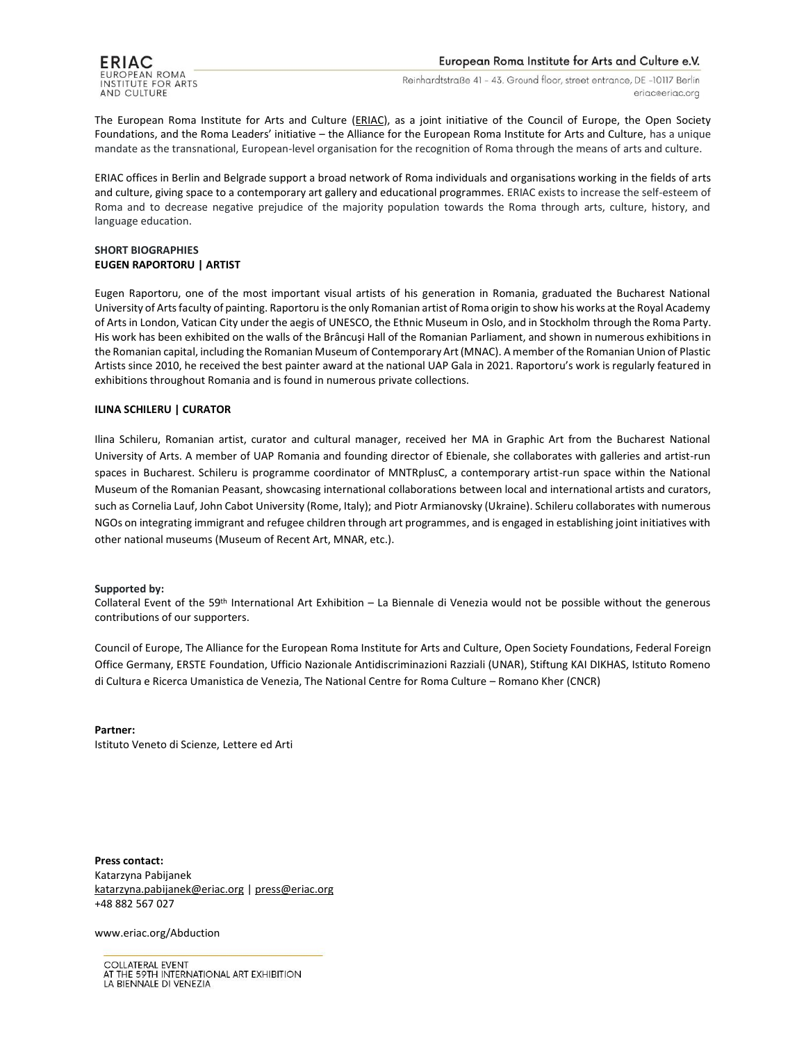The European Roma Institute for Arts and Culture (ERIAC), as a joint initiative of the Council of Europe, the Open Society Foundations, and the Roma Leaders' initiative – the Alliance for the European Roma Institute for Arts and Culture, has a unique mandate as the transnational, European-level organisation for the recognition of Roma through the means of arts and culture.

ERIAC offices in Berlin and Belgrade support a broad network of Roma individuals and organisations working in the fields of arts and culture, giving space to a contemporary art gallery and educational programmes. ERIAC exists to increase the self-esteem of Roma and to decrease negative prejudice of the majority population towards the Roma through arts, culture, history, and language education.

**SHORT BIOGRAPHIES**
**EUGEN RAPORTORU | ARTIST**

Eugen Raportoru, one of the most important visual artists of his generation in Romania, graduated the Bucharest National University of Arts faculty of painting. Raportoru is the only Romanian artist of Roma origin to show his works at the Royal Academy of Arts in London, Vatican City under the aegis of UNESCO, the Ethnic Museum in Oslo, and in Stockholm through the Roma Party. His work has been exhibited on the walls of the Brâncuşi Hall of the Romanian Parliament, and shown in numerous exhibitions in the Romanian capital, including the Romanian Museum of Contemporary Art (MNAC). A member of the Romanian Union of Plastic Artists since 2010, he received the best painter award at the national UAP Gala in 2021. Raportoru's work is regularly featured in exhibitions throughout Romania and is found in numerous private collections.

**ILINA SCHILERU | CURATOR**

Ilina Schileru, Romanian artist, curator and cultural manager, received her MA in Graphic Art from the Bucharest National University of Arts. A member of UAP Romania and founding director of Ebienale, she collaborates with galleries and artist-run spaces in Bucharest. Schileru is programme coordinator of MNTRplusC, a contemporary artist-run space within the National Museum of the Romanian Peasant, showcasing international collaborations between local and international artists and curators, such as Cornelia Lauf, John Cabot University (Rome, Italy); and Piotr Armianovsky (Ukraine). Schileru collaborates with numerous NGOs on integrating immigrant and refugee children through art programmes, and is engaged in establishing joint initiatives with other national museums (Museum of Recent Art, MNAR, etc.).

**Supported by:**
Collateral Event of the 59th International Art Exhibition – La Biennale di Venezia would not be possible without the generous contributions of our supporters.

Council of Europe, The Alliance for the European Roma Institute for Arts and Culture, Open Society Foundations, Federal Foreign Office Germany, ERSTE Foundation, Ufficio Nazionale Antidiscriminazioni Razziali (UNAR), Stiftung KAI DIKHAS, Istituto Romeno di Cultura e Ricerca Umanistica de Venezia, The National Centre for Roma Culture – Romano Kher (CNCR)

**Partner:**
Istituto Veneto di Scienze, Lettere ed Arti

**Press contact:**
Katarzyna Pabijanek
katarzyna.pabijanek@eriac.org | press@eriac.org
+48 882 567 027

www.eriac.org/Abduction